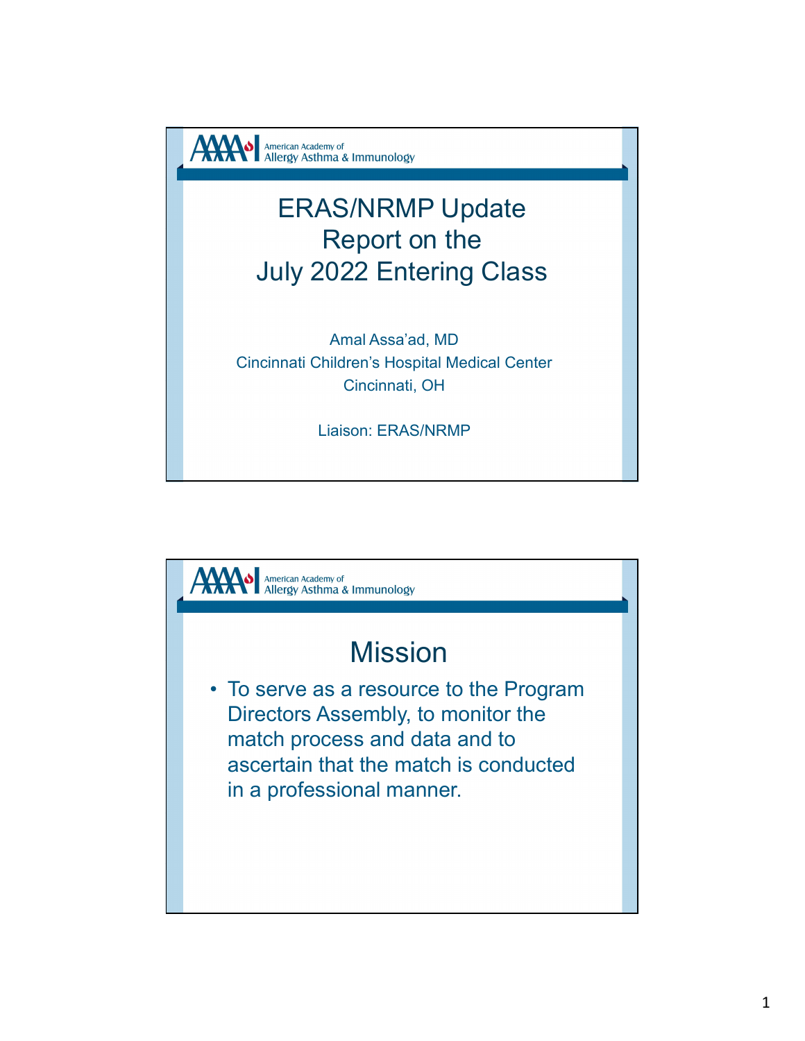American Academy of Allergy Asthma & Immunology

# ERAS/NRMP Update Report on the July 2022 Entering Class

Amal Assa'ad, MD
Cincinnati Children's Hospital Medical Center
Cincinnati, OH

Liaison: ERAS/NRMP

American Academy of Allergy Asthma & Immunology

## Mission

- To serve as a resource to the Program Directors Assembly, to monitor the match process and data and to ascertain that the match is conducted in a professional manner.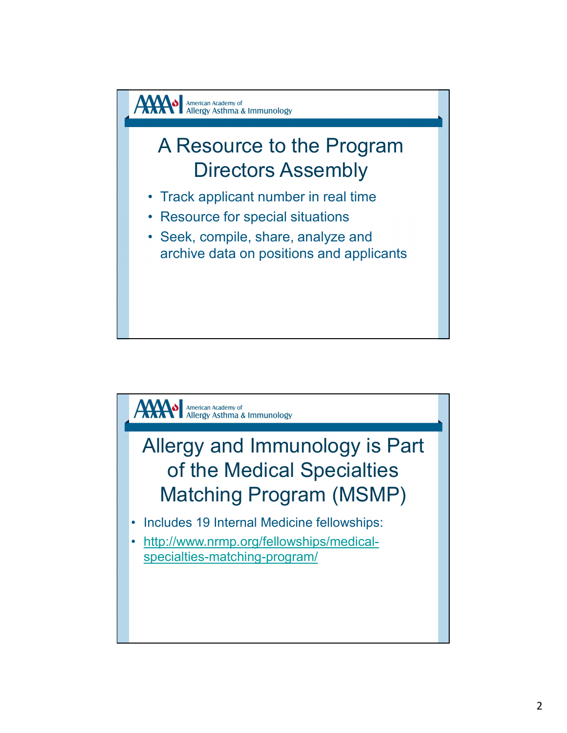American Academy of Allergy Asthma & Immunology

## A Resource to the Program Directors Assembly

- Track applicant number in real time
- Resource for special situations
- Seek, compile, share, analyze and archive data on positions and applicants

American Academy of Allergy Asthma & Immunology

## Allergy and Immunology is Part of the Medical Specialties Matching Program (MSMP)

- Includes 19 Internal Medicine fellowships:
- http://www.nrmp.org/fellowships/medical-specialties-matching-program/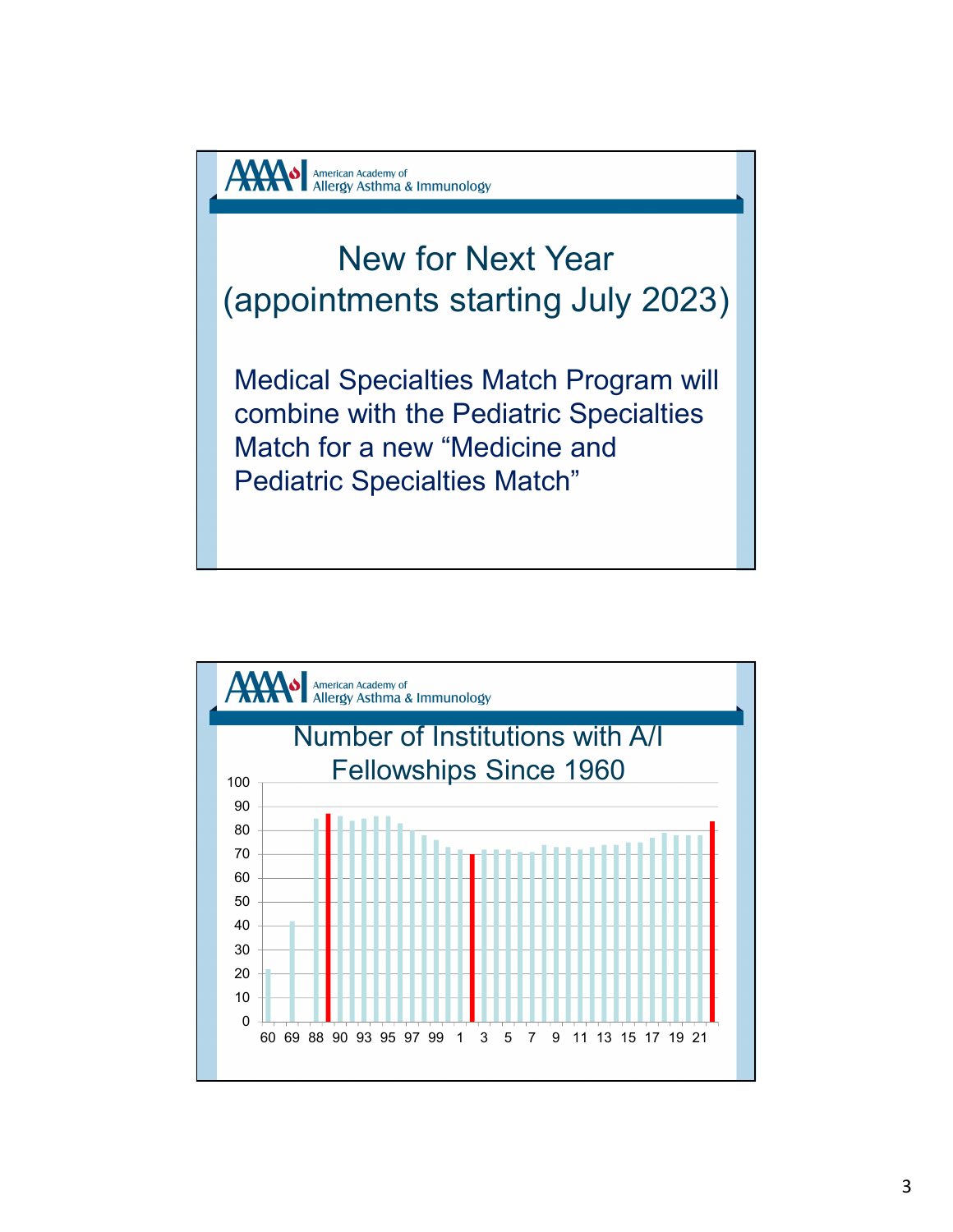## New for Next Year (appointments starting July 2023)

Medical Specialties Match Program will combine with the Pediatric Specialties Match for a new “Medicine and Pediatric Specialties Match”

## Number of Institutions with A/I Fellowships Since 1960

100
90
80
70
60
50
40
30
20
10
0

60 69 88 90 93 95 97 99 1 3 5 7 9 11 13 15 17 19 21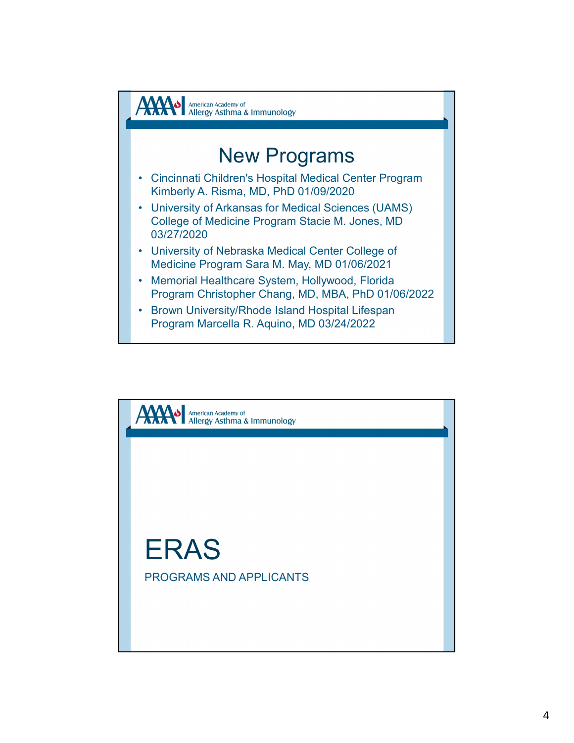## New Programs

- Cincinnati Children's Hospital Medical Center Program Kimberly A. Risma, MD, PhD 01/09/2020
- University of Arkansas for Medical Sciences (UAMS) College of Medicine Program Stacie M. Jones, MD 03/27/2020
- University of Nebraska Medical Center College of Medicine Program Sara M. May, MD 01/06/2021
- Memorial Healthcare System, Hollywood, Florida Program Christopher Chang, MD, MBA, PhD 01/06/2022
- Brown University/Rhode Island Hospital Lifespan Program Marcella R. Aquino, MD 03/24/2022

# ERAS

PROGRAMS AND APPLICANTS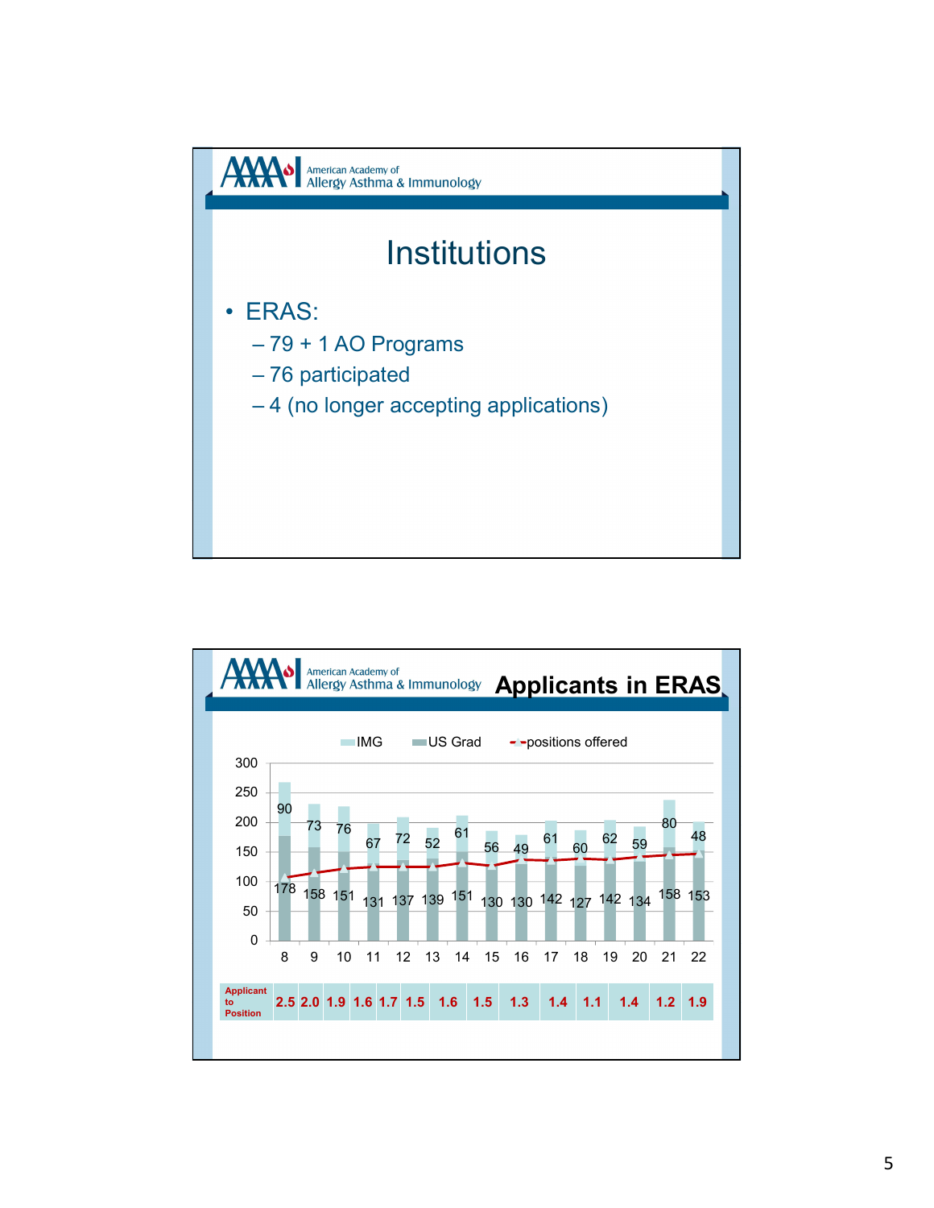American Academy of Allergy Asthma & Immunology

# Institutions

- ERAS:
  - 79 + 1 AO Programs
  - 76 participated
  - 4 (no longer accepting applications)

American Academy of Allergy Asthma & Immunology

## Applicants in ERAS

Legend: IMG, US Grad, positions offered

| Year | 8 | 9 | 10 | 11 | 12 | 13 | 14 | 15 | 16 | 17 | 18 | 19 | 20 | 21 | 22 |
|---|---|---|---|---|---|---|---|---|---|---|---|---|---|---|---|
| IMG | 90 | 73 | 76 | 67 | 72 | 52 | 61 | 56 | 49 | 61 | 60 | 62 | 59 | 80 | 48 |
| US Grad | 178 | 158 | 151 | 131 | 137 | 139 | 151 | 130 | 130 | 142 | 127 | 142 | 134 | 158 | 153 |
| Applicant to Position | 2.5 | 2.0 | 1.9 | 1.6 | 1.7 | 1.5 | 1.6 | 1.5 | 1.3 | 1.4 | 1.1 | 1.4 | 1.2 | 1.9 | |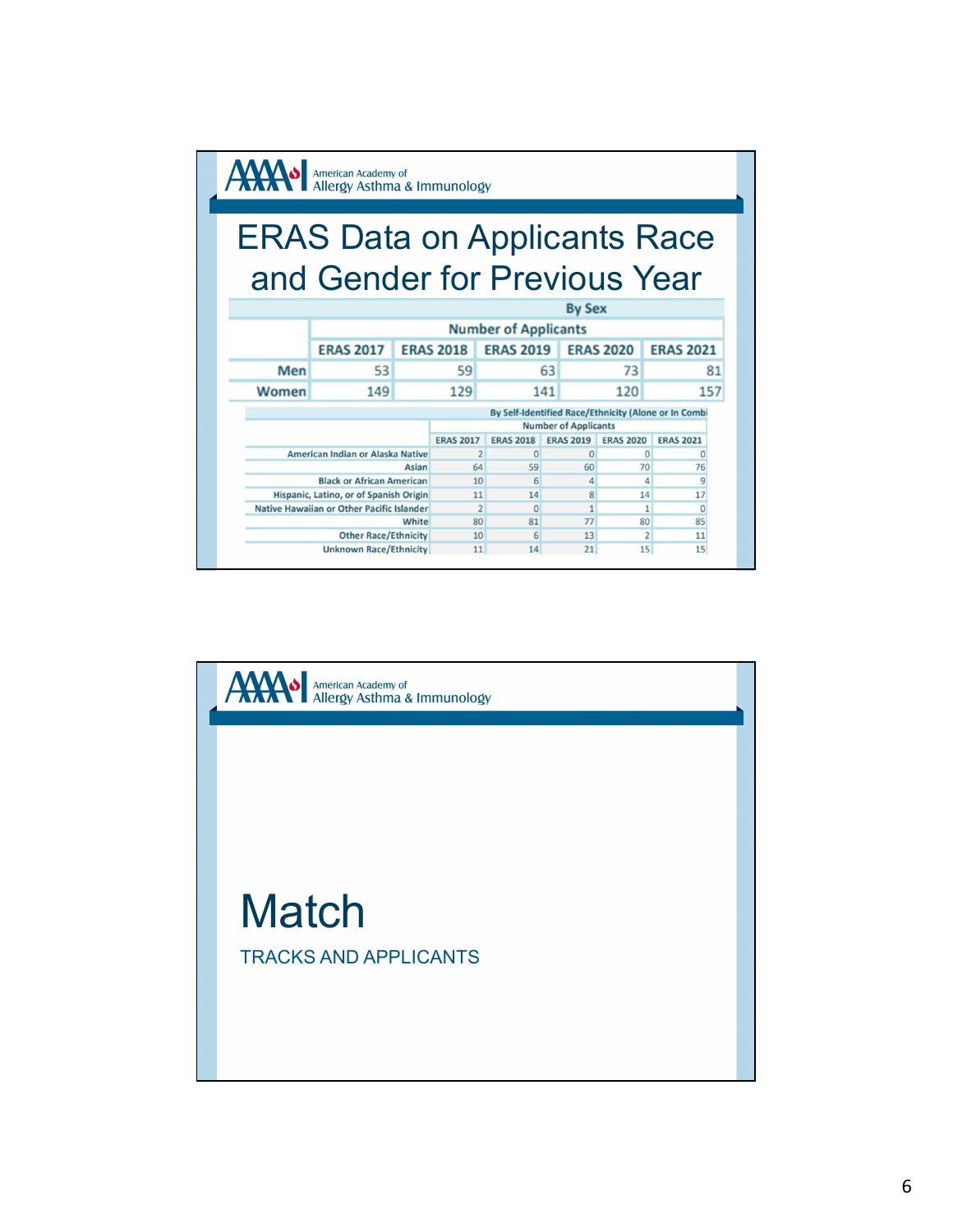American Academy of Allergy Asthma & Immunology

# ERAS Data on Applicants Race and Gender for Previous Year

| By Sex | | | | | |
|---|---|---|---|---|---|
| | Number of Applicants | | | | |
| | ERAS 2017 | ERAS 2018 | ERAS 2019 | ERAS 2020 | ERAS 2021 |
| Men | 53 | 59 | 63 | 73 | 81 |
| Women | 149 | 129 | 141 | 120 | 157 |

| By Self-Identified Race/Ethnicity (Alone or In Combi | | | | | |
|---|---|---|---|---|---|
| | Number of Applicants | | | | |
| | ERAS 2017 | ERAS 2018 | ERAS 2019 | ERAS 2020 | ERAS 2021 |
| American Indian or Alaska Native | 2 | 0 | 0 | 0 | 0 |
| Asian | 64 | 59 | 60 | 70 | 76 |
| Black or African American | 10 | 6 | 4 | 4 | 9 |
| Hispanic, Latino, or of Spanish Origin | 11 | 14 | 8 | 14 | 17 |
| Native Hawaiian or Other Pacific Islander | 2 | 0 | 1 | 1 | 0 |
| White | 80 | 81 | 77 | 80 | 85 |
| Other Race/Ethnicity | 10 | 6 | 13 | 2 | 11 |
| Unknown Race/Ethnicity | 11 | 14 | 21 | 15 | 15 |

American Academy of Allergy Asthma & Immunology

# Match

TRACKS AND APPLICANTS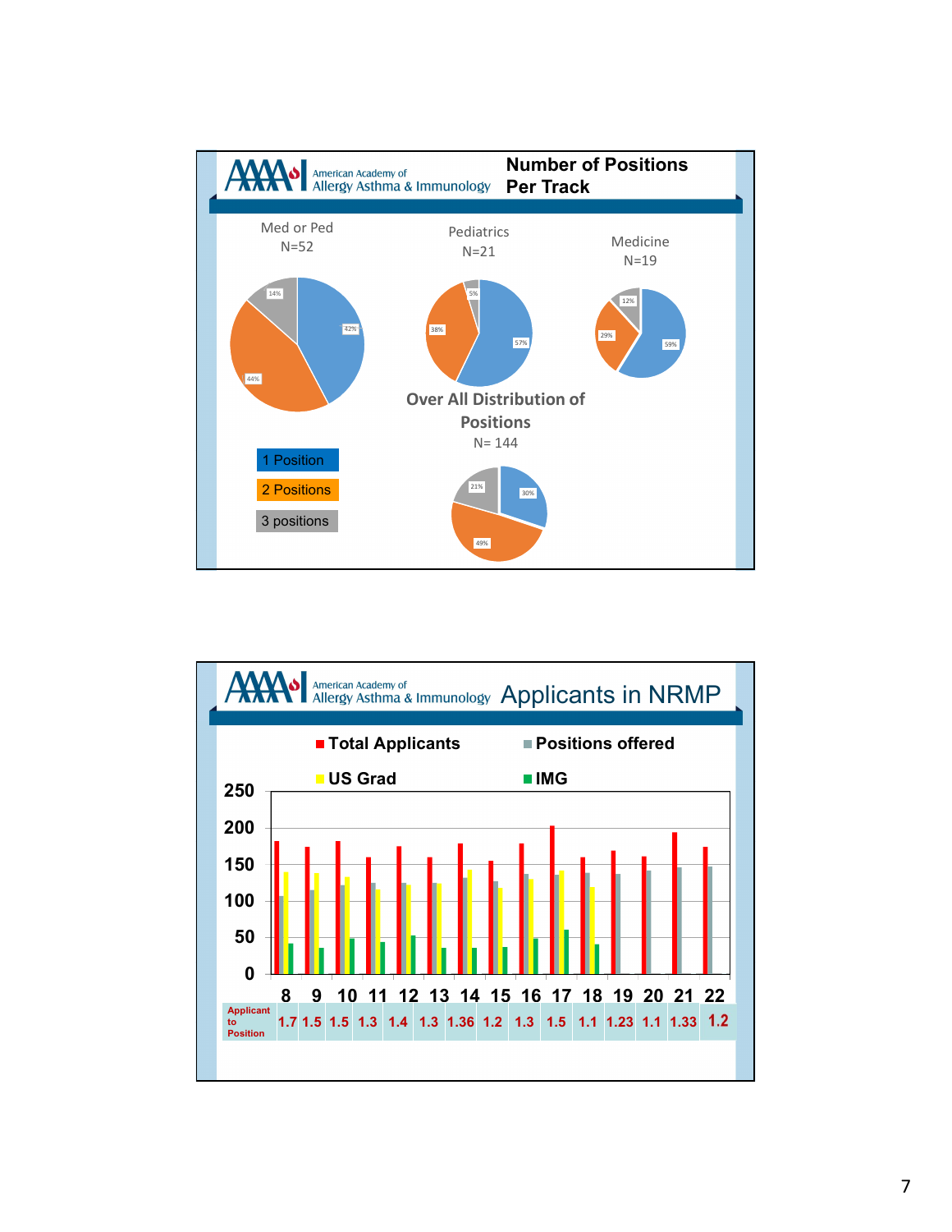## American Academy of Allergy Asthma & Immunology — Number of Positions Per Track

**Med or Ped** N=52

- 1 Position: 42%
- 2 Positions: 44%
- 3 positions: 14%

**Pediatrics** N=21

- 1 Position: 57%
- 2 Positions: 38%
- 3 positions: 5%

**Medicine** N=19

- 1 Position: 59%
- 2 Positions: 29%
- 3 positions: 12%

**Over All Distribution of Positions** N= 144

- 1 Position: 30%
- 2 Positions: 49%
- 3 positions: 21%

## American Academy of Allergy Asthma & Immunology — Applicants in NRMP

Legend: Total Applicants, Positions offered, US Grad, IMG

| | 8 | 9 | 10 | 11 | 12 | 13 | 14 | 15 | 16 | 17 | 18 | 19 | 20 | 21 | 22 |
|---|---|---|---|---|---|---|---|---|---|---|---|---|---|---|---|
| Applicant to Position | 1.7 | 1.5 | 1.5 | 1.3 | 1.4 | 1.3 | 1.36 | 1.2 | 1.3 | 1.5 | 1.1 | 1.23 | 1.1 | 1.33 | 1.2 |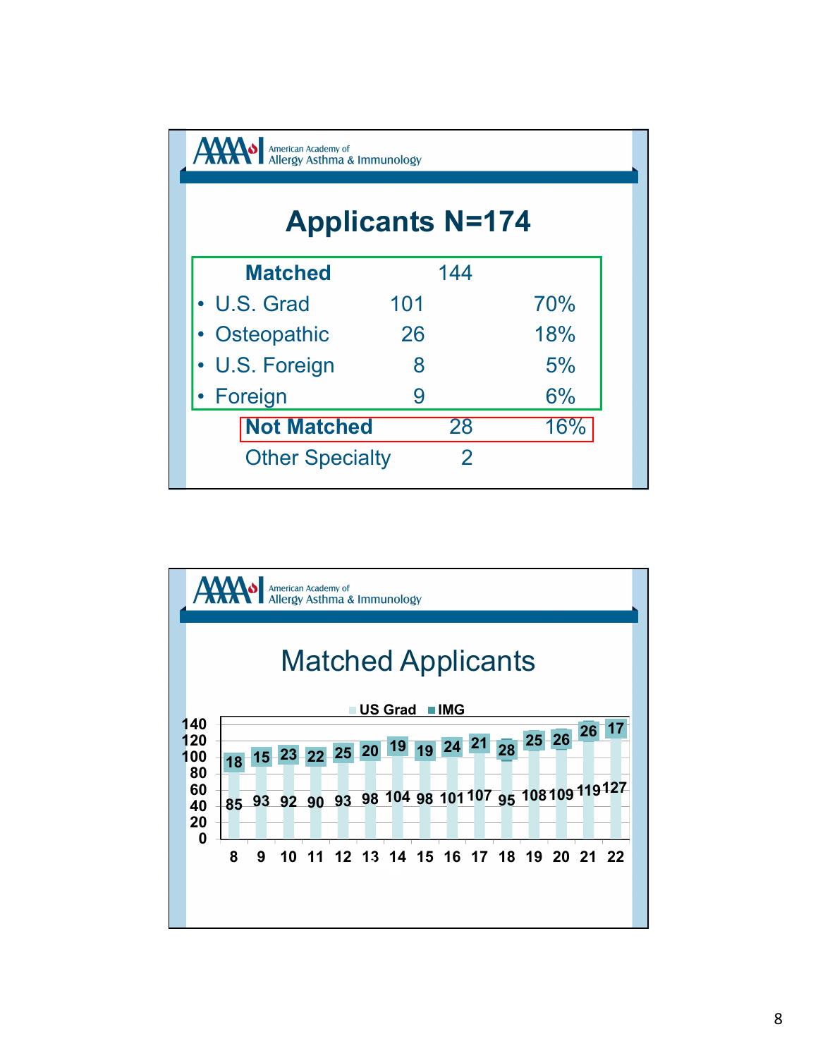## Applicants N=174

| | | | |
|---|---|---|---|
| **Matched** | | 144 | |
| • U.S. Grad | 101 | | 70% |
| • Osteopathic | 26 | | 18% |
| • U.S. Foreign | 8 | | 5% |
| • Foreign | 9 | | 6% |
| **Not Matched** | | 28 | 16% |
| Other Specialty | | 2 | |

## Matched Applicants

| Year | US Grad | IMG |
|---|---|---|
| 8 | 85 | 18 |
| 9 | 93 | 15 |
| 10 | 92 | 23 |
| 11 | 90 | 22 |
| 12 | 93 | 25 |
| 13 | 98 | 20 |
| 14 | 104 | 19 |
| 15 | 98 | 19 |
| 16 | 101 | 24 |
| 17 | 107 | 21 |
| 18 | 95 | 28 |
| 19 | 108 | 25 |
| 20 | 109 | 26 |
| 21 | 119 | 26 |
| 22 | 127 | 17 |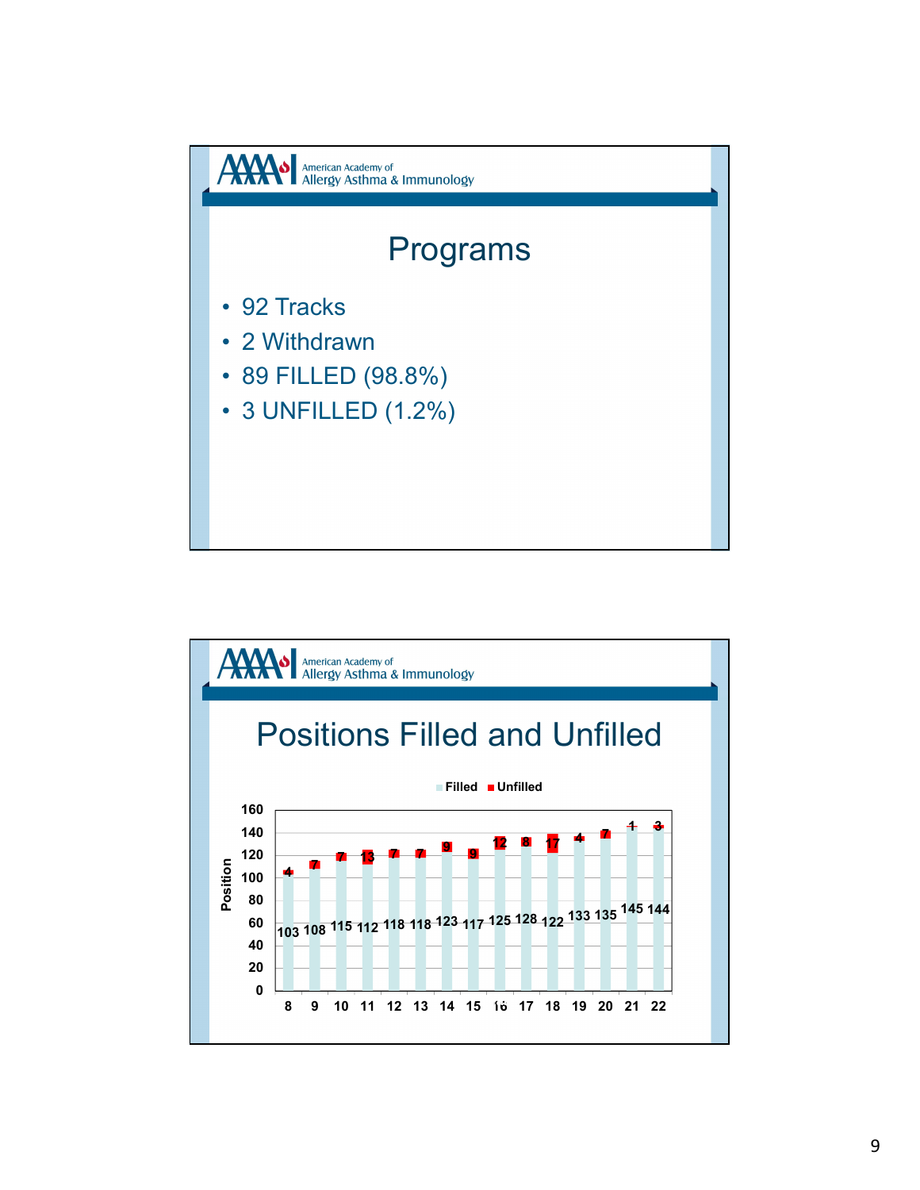## Programs

- 92 Tracks
- 2 Withdrawn
- 89 FILLED (98.8%)
- 3 UNFILLED (1.2%)

## Positions Filled and Unfilled

| Year | Filled | Unfilled |
|---|---|---|
| 8 | 103 | 4 |
| 9 | 108 | 7 |
| 10 | 115 | 7 |
| 11 | 112 | 13 |
| 12 | 118 | 7 |
| 13 | 118 | 7 |
| 14 | 123 | 9 |
| 15 | 117 | 9 |
| 16 | 125 | 12 |
| 17 | 128 | 8 |
| 18 | 122 | 17 |
| 19 | 133 | 4 |
| 20 | 135 | 7 |
| 21 | 145 | 1 |
| 22 | 144 | 3 |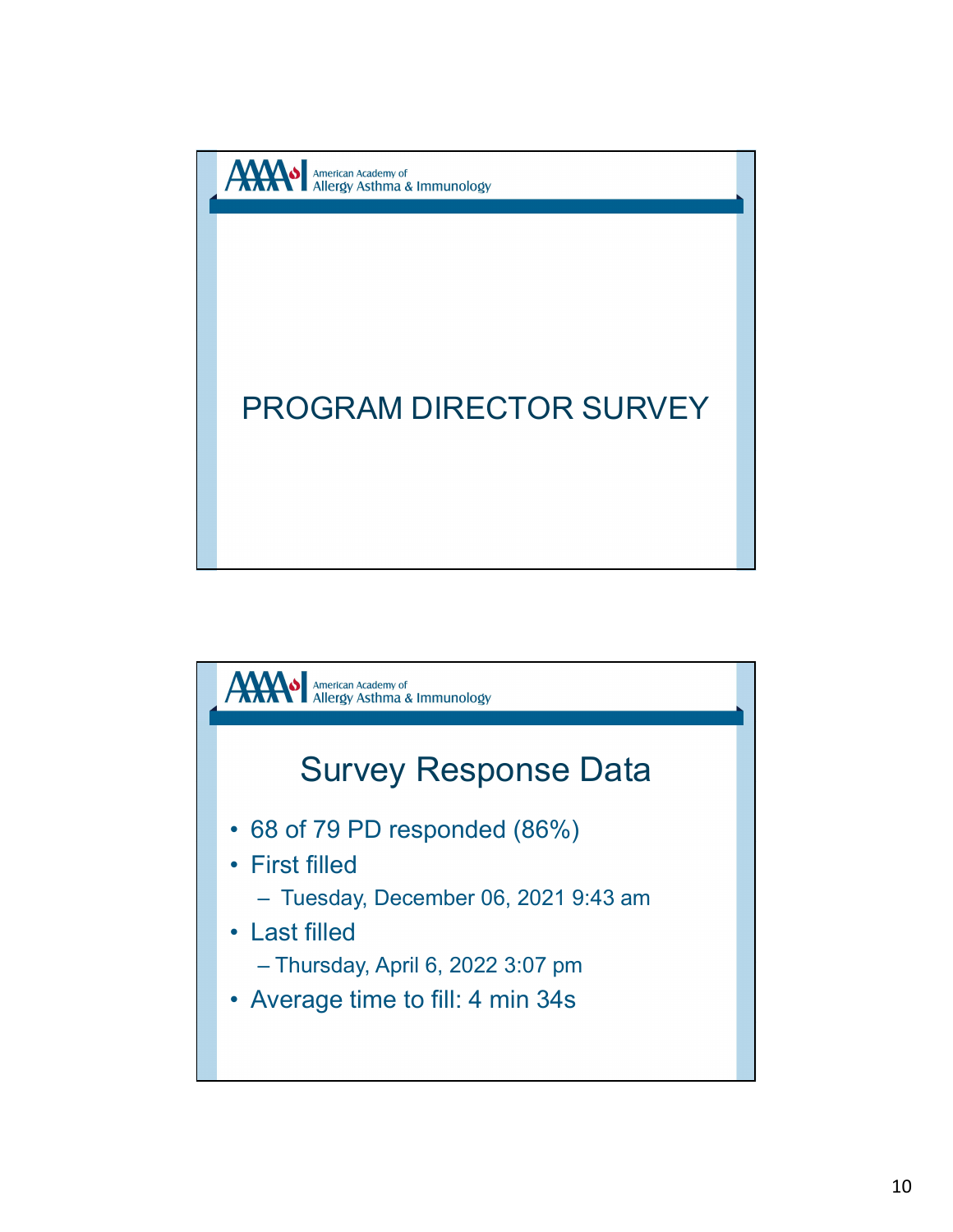American Academy of Allergy Asthma & Immunology

# PROGRAM DIRECTOR SURVEY

American Academy of Allergy Asthma & Immunology

## Survey Response Data

- 68 of 79 PD responded (86%)
- First filled
  - Tuesday, December 06, 2021 9:43 am
- Last filled
  - Thursday, April 6, 2022 3:07 pm
- Average time to fill: 4 min 34s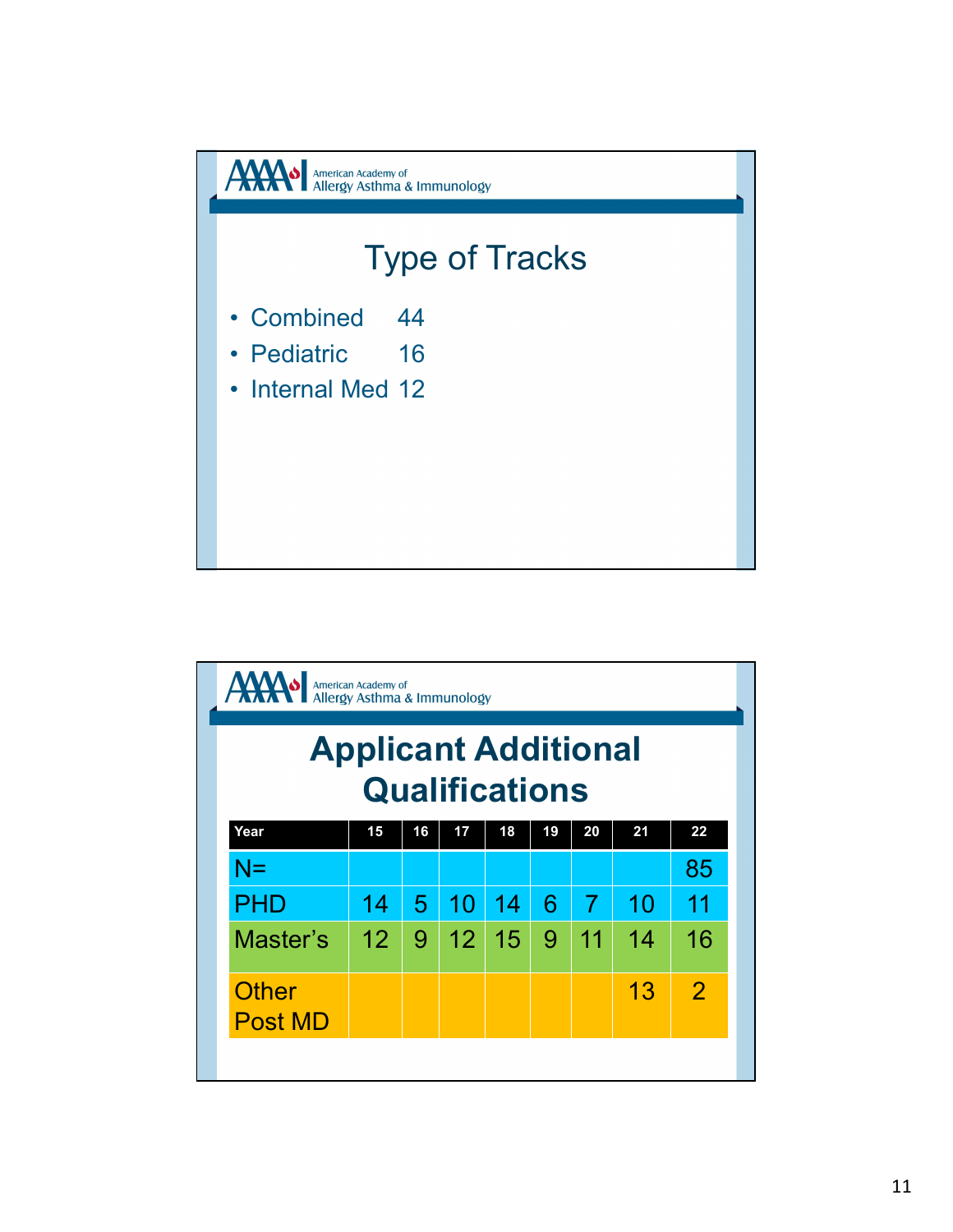American Academy of Allergy Asthma & Immunology

# Type of Tracks

- Combined 44
- Pediatric 16
- Internal Med 12

American Academy of Allergy Asthma & Immunology

# Applicant Additional Qualifications

| Year | 15 | 16 | 17 | 18 | 19 | 20 | 21 | 22 |
|---|---|---|---|---|---|---|---|---|
| N= | | | | | | | | 85 |
| PHD | 14 | 5 | 10 | 14 | 6 | 7 | 10 | 11 |
| Master's | 12 | 9 | 12 | 15 | 9 | 11 | 14 | 16 |
| Other Post MD | | | | | | | 13 | 2 |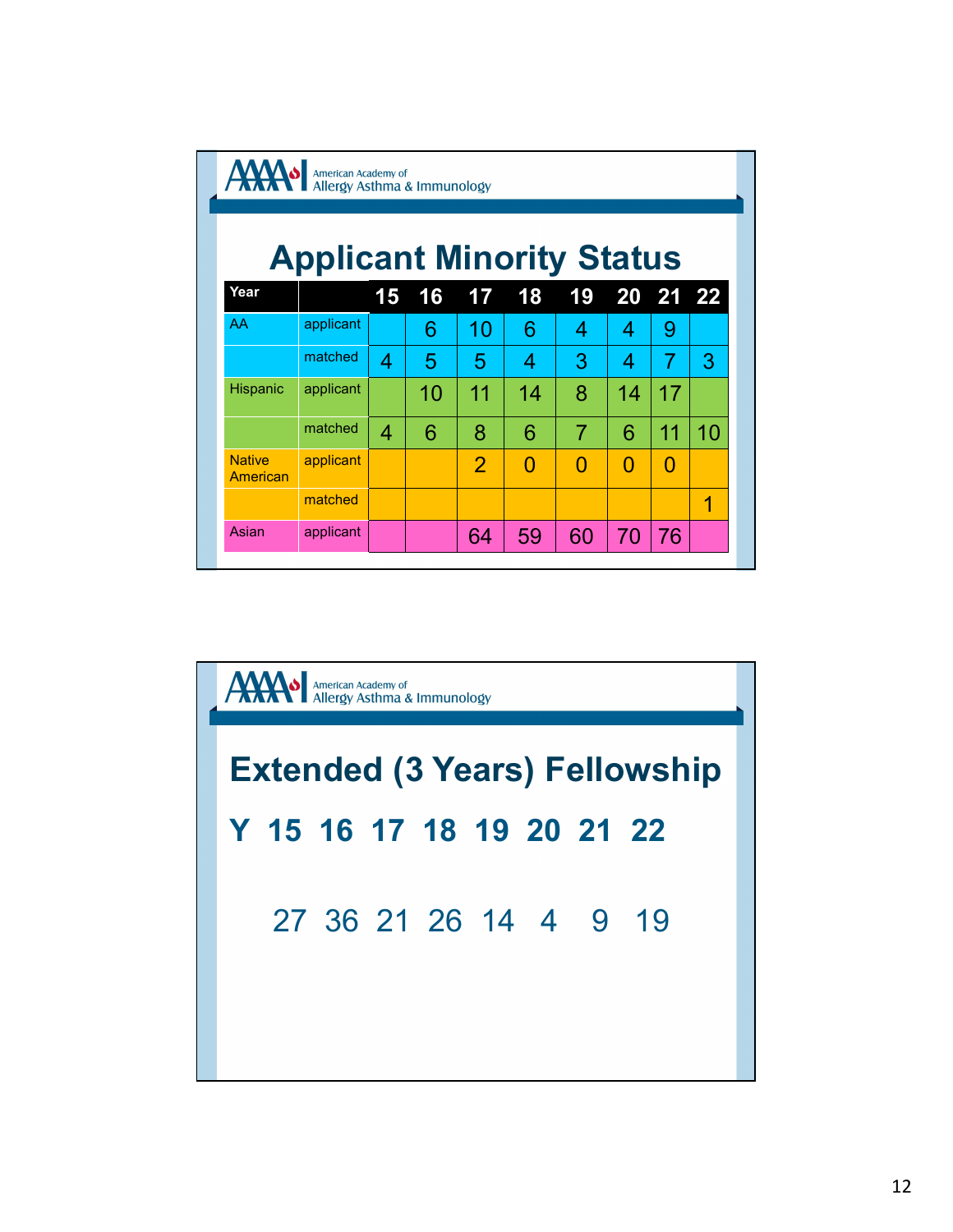American Academy of Allergy Asthma & Immunology

# Applicant Minority Status

| Year | | 15 | 16 | 17 | 18 | 19 | 20 | 21 | 22 |
|---|---|---|---|---|---|---|---|---|---|
| AA | applicant | | 6 | 10 | 6 | 4 | 4 | 9 | |
| | matched | 4 | 5 | 5 | 4 | 3 | 4 | 7 | 3 |
| Hispanic | applicant | | 10 | 11 | 14 | 8 | 14 | 17 | |
| | matched | 4 | 6 | 8 | 6 | 7 | 6 | 11 | 10 |
| Native American | applicant | | | 2 | 0 | 0 | 0 | 0 | |
| | matched | | | | | | | | 1 |
| Asian | applicant | | | 64 | 59 | 60 | 70 | 76 | |

American Academy of Allergy Asthma & Immunology

# Extended (3 Years) Fellowship

| Y | 15 | 16 | 17 | 18 | 19 | 20 | 21 | 22 |
|---|---|---|---|---|---|---|---|---|
| | 27 | 36 | 21 | 26 | 14 | 4 | 9 | 19 |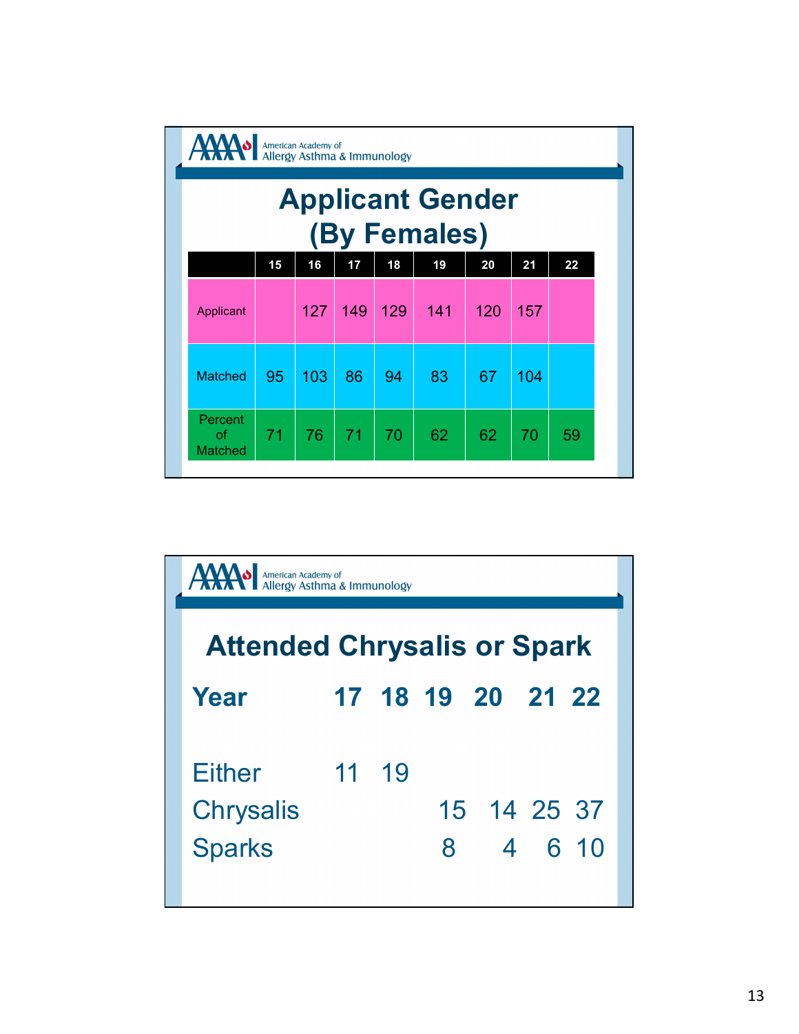American Academy of Allergy Asthma & Immunology

# Applicant Gender (By Females)

| | 15 | 16 | 17 | 18 | 19 | 20 | 21 | 22 |
|---|---|---|---|---|---|---|---|---|
| Applicant | | 127 | 149 | 129 | 141 | 120 | 157 | |
| Matched | 95 | 103 | 86 | 94 | 83 | 67 | 104 | |
| Percent of Matched | 71 | 76 | 71 | 70 | 62 | 62 | 70 | 59 |

American Academy of Allergy Asthma & Immunology

# Attended Chrysalis or Spark

| Year | 17 | 18 | 19 | 20 | 21 | 22 |
|---|---|---|---|---|---|---|
| Either | 11 | 19 | | | | |
| Chrysalis | | | 15 | 14 | 25 | 37 |
| Sparks | | | 8 | 4 | 6 | 10 |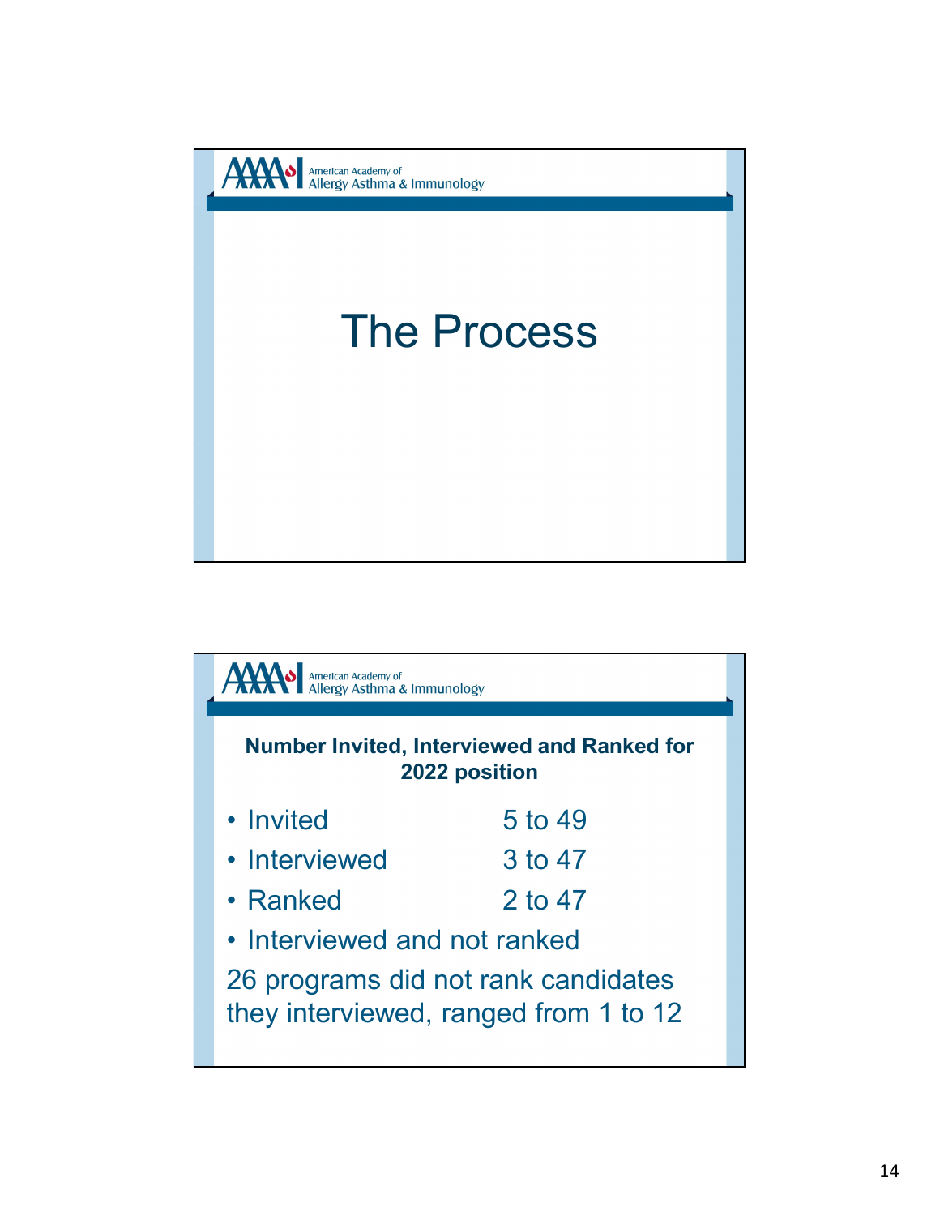# The Process

---

**Number Invited, Interviewed and Ranked for 2022 position**

- Invited 5 to 49
- Interviewed 3 to 47
- Ranked 2 to 47
- Interviewed and not ranked

26 programs did not rank candidates they interviewed, ranged from 1 to 12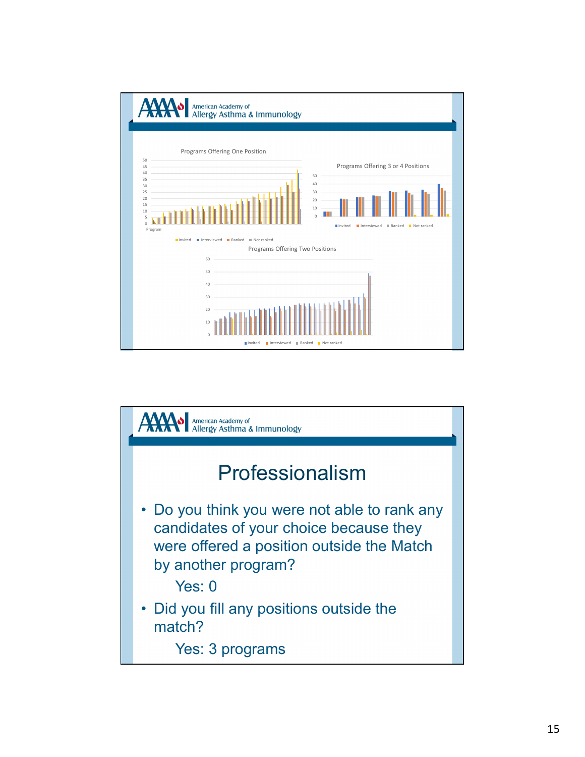American Academy of Allergy Asthma & Immunology

Programs Offering One Position

Programs Offering 3 or 4 Positions

Programs Offering Two Positions

American Academy of Allergy Asthma & Immunology

# Professionalism

- Do you think you were not able to rank any candidates of your choice because they were offered a position outside the Match by another program?

  Yes: 0

- Did you fill any positions outside the match?

  Yes: 3 programs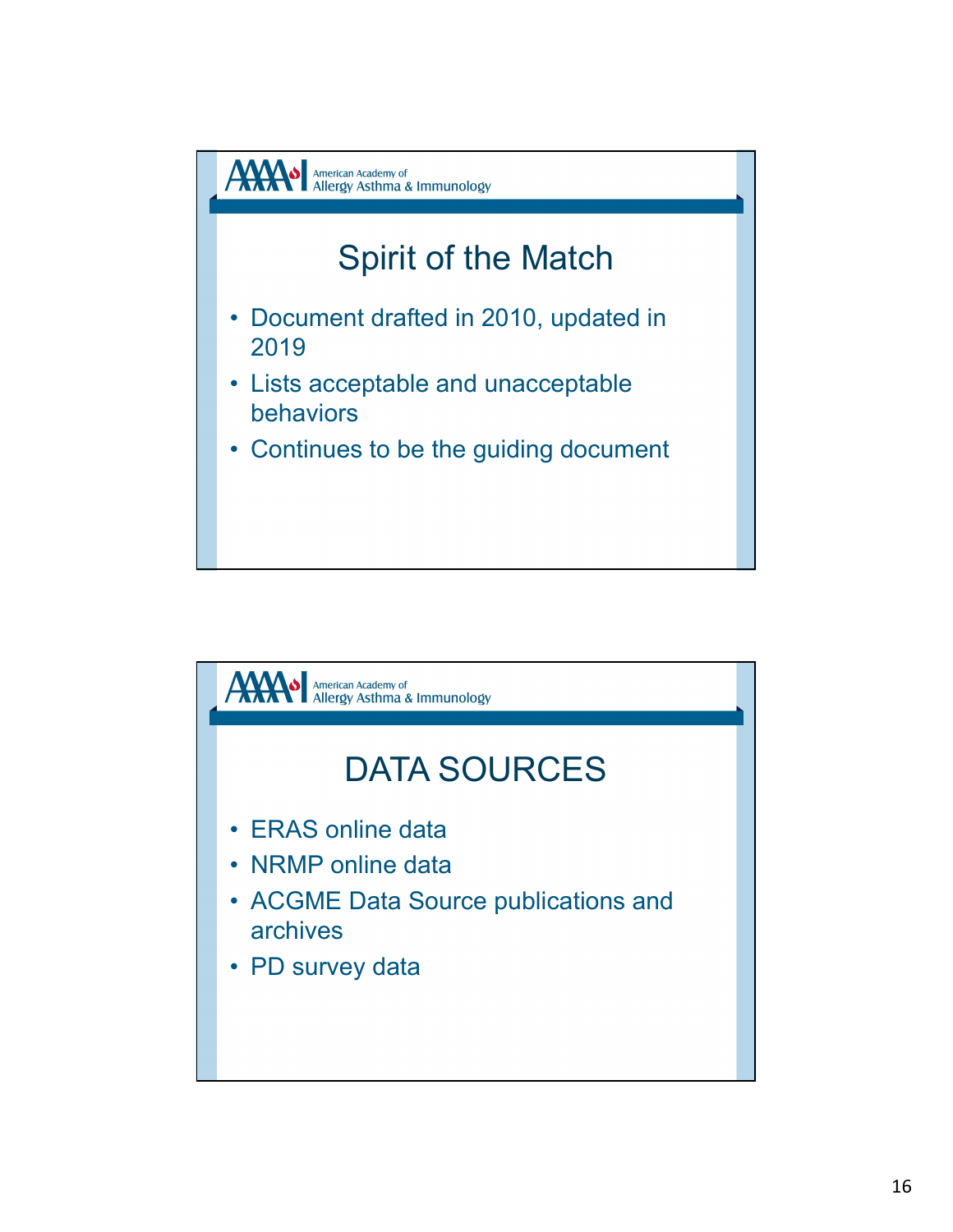American Academy of Allergy Asthma & Immunology

## Spirit of the Match

- Document drafted in 2010, updated in 2019
- Lists acceptable and unacceptable behaviors
- Continues to be the guiding document

American Academy of Allergy Asthma & Immunology

## DATA SOURCES

- ERAS online data
- NRMP online data
- ACGME Data Source publications and archives
- PD survey data